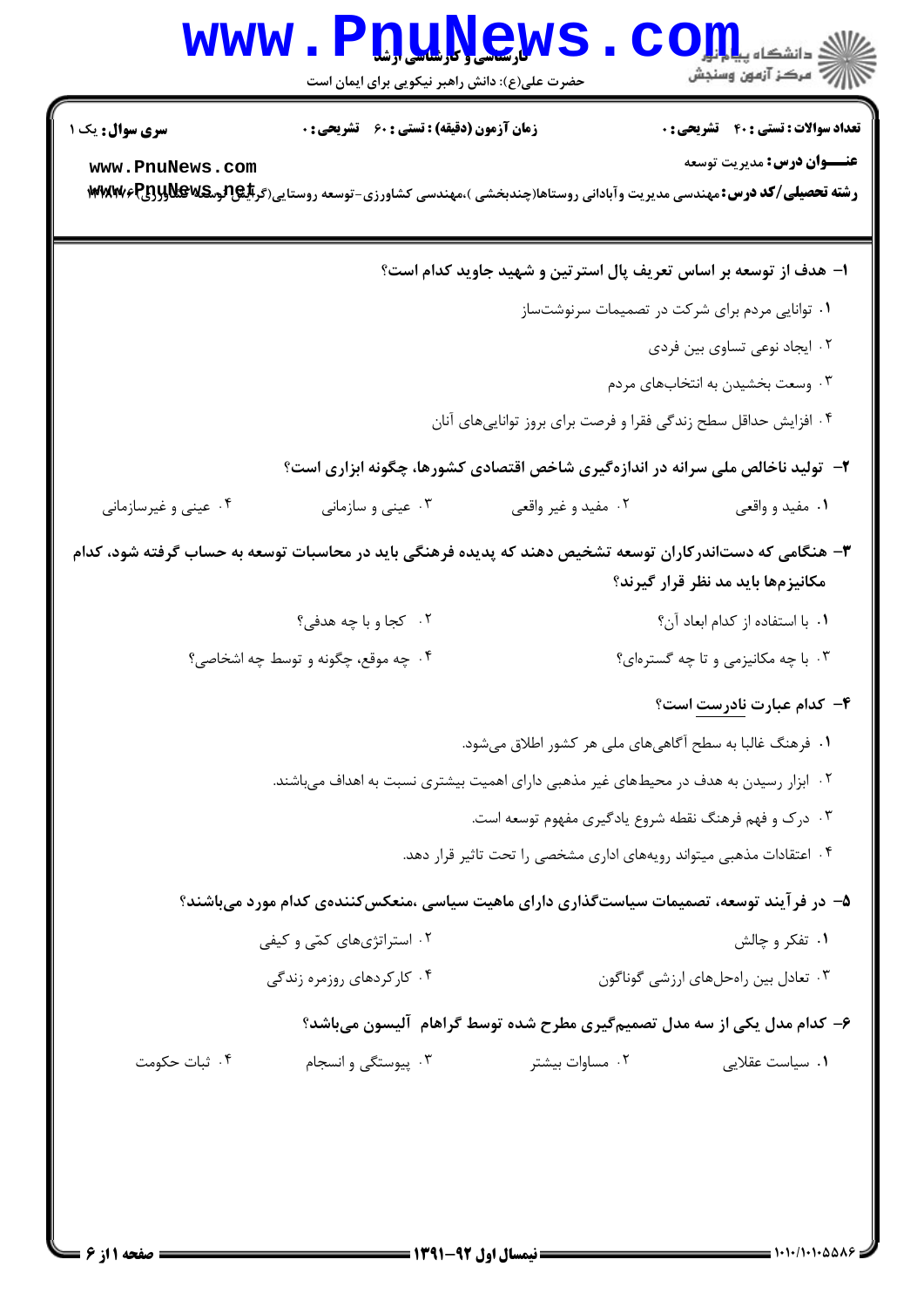**سری سوال:** یک ۱ | **زمان آزمون (دقیقه) : تستی : ۶۰ تشریحی : ۰** | **تعداد سوالات : تستی : ۴۰ تشریحی : ۰**

**عنـــوان درس:** مدیریت توسعه

**رشته تحصیلی/کد درس:** مهندسی مدیریت وآبادانی روستاها(چندبخشی )،مهندسی کشاورزی-توسعه روستایی(گرایش توسعه کشاورزی)۱۱۱۴۰۰۶

**۱- هدف از توسعه بر اساس تعریف پال استرتین و شهید جاوید کدام است؟**

۱. توانایی مردم برای شرکت در تصمیمات سرنوشت‌ساز

۲. ایجاد نوعی تساوی بین فردی

۳. وسعت بخشیدن به انتخاب‌های مردم

۴. افزایش حداقل سطح زندگی فقرا و فرصت برای بروز توانایی‌های آنان

**۲- تولید ناخالص ملی سرانه در اندازه‌گیری شاخص اقتصادی کشورها، چگونه ابزاری است؟**

۱. مفید و واقعی

۲. مفید و غیر واقعی

۳. عینی و سازمانی

۴. عینی و غیرسازمانی

**۳- هنگامی که دست‌اندرکاران توسعه تشخیص دهند که پدیده فرهنگی باید در محاسبات توسعه به حساب گرفته شود، کدام مکانیزم‌ها باید مد نظر قرار گیرند؟**

۱. با استفاده از کدام ابعاد آن؟

۲. کجا و با چه هدفی؟

۳. با چه مکانیزمی و تا چه گستره‌ای؟

۴. چه موقع، چگونه و توسط چه اشخاصی؟

**۴- کدام عبارت نادرست است؟**

۱. فرهنگ غالبا به سطح آگاهی‌های ملی هر کشور اطلاق می‌شود.

۲. ابزار رسیدن به هدف در محیط‌های غیر مذهبی دارای اهمیت بیشتری نسبت به اهداف می‌باشند.

۳. درک و فهم فرهنگ نقطه شروع یادگیری مفهوم توسعه است.

۴. اعتقادات مذهبی میتواند رویه‌های اداری مشخصی را تحت تاثیر قرار دهد.

**۵- در فرآیند توسعه، تصمیمات سیاست‌گذاری دارای ماهیت سیاسی ،منعکس‌کننده‌ی کدام مورد می‌باشند؟**

۱. تفکر و چالش

۲. استراتژی‌های کمّی و کیفی

۳. تعادل بین راه‌حل‌های ارزشی گوناگون

۴. کارکردهای روزمره زندگی

**۶- کدام مدل یکی از سه مدل تصمیم‌گیری مطرح شده توسط گراهام آلیسون می‌باشد؟**

۱. سیاست عقلایی

۲. مساوات بیشتر

۳. پیوستگی و انسجام

۴. ثبات حکومت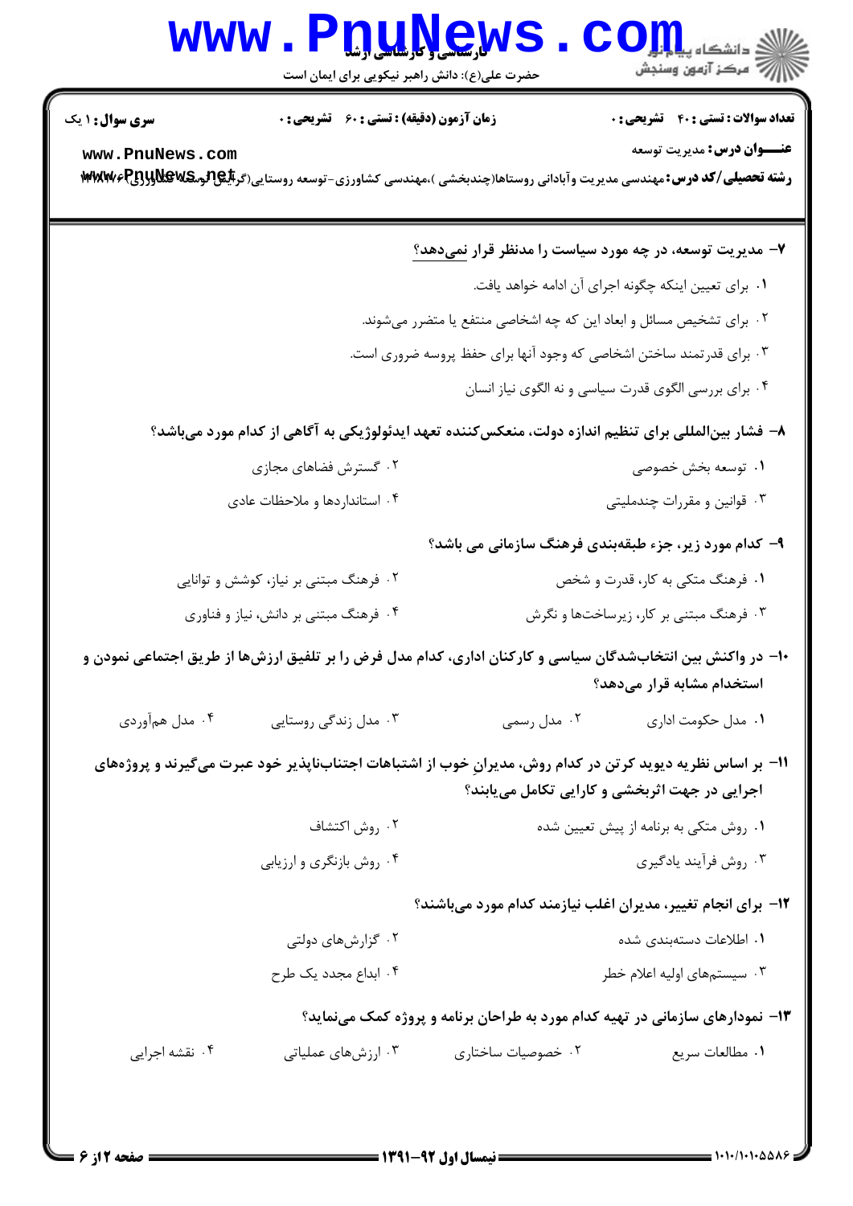**سری سوال:** ۱ یک

**زمان آزمون (دقیقه) : تستی : ۶۰ تشریحی : ۰**

**تعداد سوالات : تستی : ۴۰ تشریحی : ۰**

**عنـــوان درس:** مدیریت توسعه

**رشته تحصیلی/کد درس:** مهندسی مدیریت وآبادانی روستاها(چندبخشی )،مهندسی کشاورزی-توسعه روستایی(گرایش توسعه کشاورزی) ۱۴۱۱۰۰۴

---

**۷- مدیریت توسعه، در چه مورد سیاست را مدنظر قرار نمی‌دهد؟**

۱. برای تعیین اینکه چگونه اجرای آن ادامه خواهد یافت.

۲. برای تشخیص مسائل و ابعاد این که چه اشخاصی منتفع یا متضرر می‌شوند.

۳. برای قدرتمند ساختن اشخاصی که وجود آنها برای حفظ پروسه ضروری است.

۴. برای بررسی الگوی قدرت سیاسی و نه الگوی نیاز انسان

**۸- فشار بین‌المللی برای تنظیم اندازه دولت، منعکس‌کننده تعهد ایدئولوژیکی به آگاهی از کدام مورد می‌باشد؟**

۱. توسعه بخش خصوصی

۲. گسترش فضاهای مجازی

۳. قوانین و مقررات چندملیتی

۴. استانداردها و ملاحظات عادی

**۹- کدام مورد زیر، جزء طبقه‌بندی فرهنگ سازمانی می باشد؟**

۱. فرهنگ متکی به کار، قدرت و شخص

۲. فرهنگ مبتنی بر نیاز، کوشش و توانایی

۳. فرهنگ مبتنی بر کار، زیرساخت‌ها و نگرش

۴. فرهنگ مبتنی بر دانش، نیاز و فناوری

**۱۰- در واکنش بین انتخاب‌شدگان سیاسی و کارکنان اداری، کدام مدل فرض را بر تلفیق ارزش‌ها از طریق اجتماعی نمودن و استخدام مشابه قرار می‌دهد؟**

۱. مدل حکومت اداری

۲. مدل رسمی

۳. مدل زندگی روستایی

۴. مدل هم‌آوردی

**۱۱- بر اساس نظریه دیوید کرتن در کدام روش، مدیرانِ خوب از اشتباهات اجتناب‌ناپذیر خود عبرت می‌گیرند و پروژه‌های اجرایی در جهت اثربخشی و کارایی تکامل می‌یابند؟**

۱. روش متکی به برنامه از پیش تعیین شده

۲. روش اکتشاف

۳. روش فرآیند یادگیری

۴. روش بازنگری و ارزیابی

**۱۲- برای انجام تغییر، مدیران اغلب نیازمند کدام مورد می‌باشند؟**

۱. اطلاعات دسته‌بندی شده

۲. گزارش‌های دولتی

۳. سیستم‌های اولیه اعلام خطر

۴. ابداع مجدد یک طرح

**۱۳- نمودارهای سازمانی در تهیه کدام مورد به طراحان برنامه و پروژه کمک می‌نماید؟**

۱. مطالعات سریع

۲. خصوصیات ساختاری

۳. ارزش‌های عملیاتی

۴. نقشه اجرایی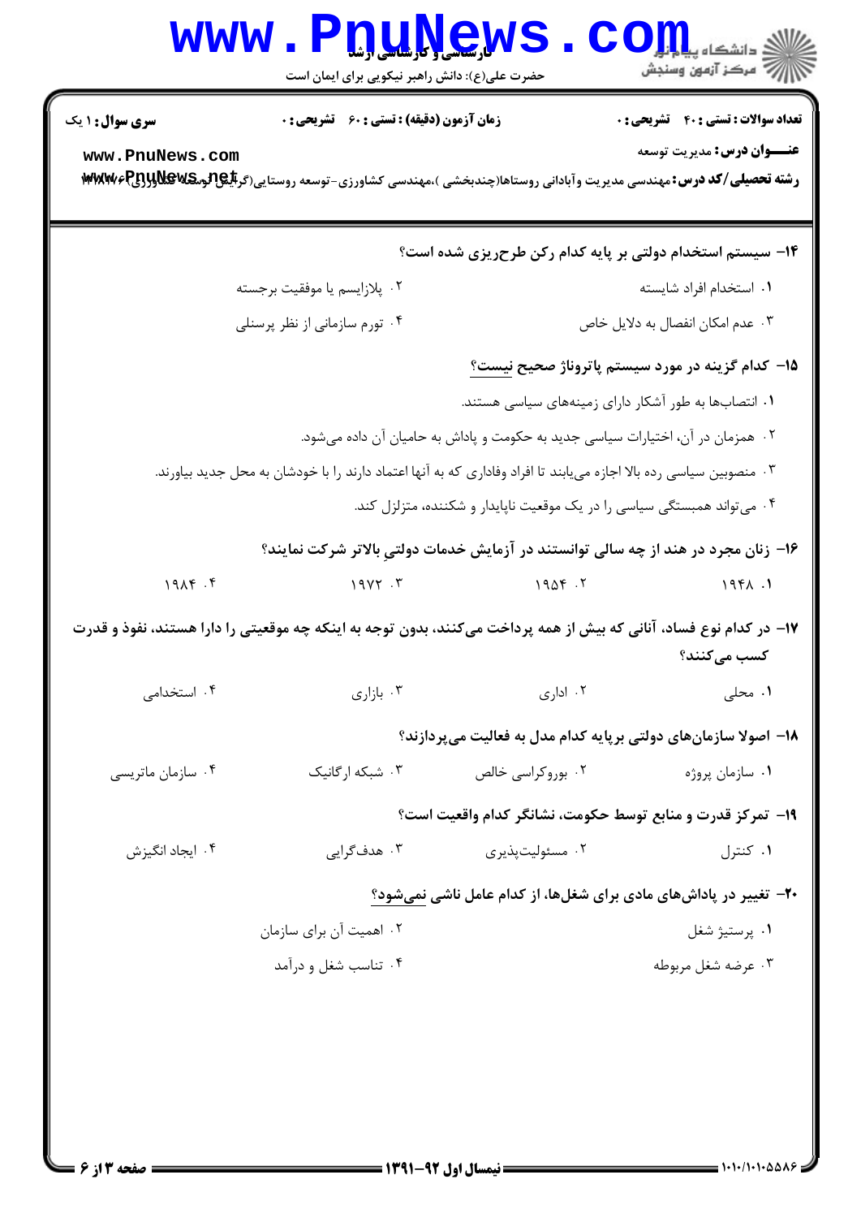**سری سوال:** ۱ یک | **زمان آزمون (دقیقه) : تستی : ۶۰ تشریحی : ۰** | **تعداد سوالات : تستی : ۴۰ تشریحی : ۰**

**عنـــوان درس:** مدیریت توسعه

**رشته تحصیلی/کد درس:** مهندسی مدیریت وآبادانی روستاها(چندبخشی )،مهندسی کشاورزی-توسعه روستایی(گرایش توسعه کشاورزی) ۱۱۲۱۰۴۷

**۱۴- سیستم استخدام دولتی بر پایه کدام رکن طرح‌ریزی شده است؟**

۱. استخدام افراد شایسته

۲. پلازایسم یا موفقیت برجسته

۳. عدم امکان انفصال به دلایل خاص

۴. تورم سازمانی از نظر پرسنلی

**۱۵- کدام گزینه در مورد سیستم پاتروناژ صحیح نیست؟**

۱. انتصاب‌ها به طور آشکار دارای زمینه‌های سیاسی هستند.

۲. همزمان در آن، اختیارات سیاسی جدید به حکومت و پاداش به حامیان آن داده می‌شود.

۳. منصوبین سیاسی رده بالا اجازه می‌یابند تا افراد وفاداری که به آنها اعتماد دارند را با خودشان به محل جدید بیاورند.

۴. می‌تواند همبستگی سیاسی را در یک موقعیت ناپایدار و شکننده، متزلزل کند.

**۱۶- زنان مجرد در هند از چه سالی توانستند در آزمایش خدمات دولتیِ بالاتر شرکت نمایند؟**

۱. ۱۹۴۸

۲. ۱۹۵۴

۳. ۱۹۷۲

۴. ۱۹۸۴

**۱۷- در کدام نوع فساد، آنانی که بیش از همه پرداخت می‌کنند، بدون توجه به اینکه چه موقعیتی را دارا هستند، نفوذ و قدرت کسب می‌کنند؟**

۱. محلی

۲. اداری

۳. بازاری

۴. استخدامی

**۱۸- اصولا سازمان‌های دولتی برپایه کدام مدل به فعالیت می‌پردازند؟**

۱. سازمان پروژه

۲. بوروکراسی خالص

۳. شبکه ارگانیک

۴. سازمان ماتریسی

**۱۹- تمرکز قدرت و منابع توسط حکومت، نشانگر کدام واقعیت است؟**

۱. کنترل

۲. مسئولیت‌پذیری

۳. هدف‌گرایی

۴. ایجاد انگیزش

**۲۰- تغییر در پاداش‌های مادی برای شغل‌ها، از کدام عامل ناشی نمی‌شود؟**

۱. پرستیژ شغل

۲. اهمیت آن برای سازمان

۳. عرضه شغل مربوطه

۴. تناسب شغل و درآمد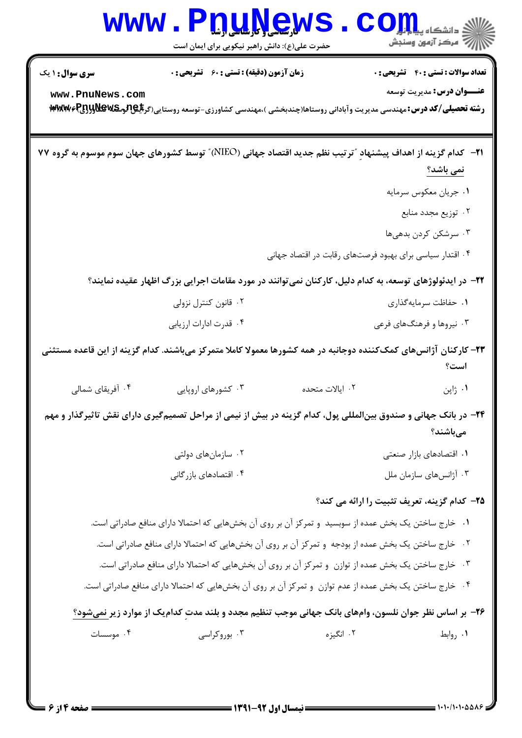**سری سوال:** ۱ یک

**زمان آزمون (دقیقه) : تستی : ۶۰ تشریحی : ۰**

**تعداد سوالات : تستی : ۴۰ تشریحی : ۰**

**عنـــوان درس:** مدیریت توسعه

**رشته تحصیلی/کد درس:** مهندسی مدیریت وآبادانی روستاها(چندبخشی )،مهندسی کشاورزی-توسعه روستایی(گرایش توسعه کشاورزی)

۲۱- کدام گزینه از اهداف پیشنهادِ "ترتیب نظم جدید اقتصاد جهانی (NIEO)" توسط کشورهای جهان سوم موسوم به گروه ۷۷ نمی باشد؟

۱. جریان معکوس سرمایه

۲. توزیع مجدد منابع

۳. سرشکن کردن بدهی‌ها

۴. اقتدار سیاسی برای بهبود فرصت‌های رقابت در اقتصاد جهانی

۲۲- در ایدئولوژهای توسعه، به کدام دلیل، کارکنان نمی‌توانند در مورد مقامات اجرایی بزرگ اظهار عقیده نمایند؟

۱. حفاظت سرمایه‌گذاری

۲. قانون کنترل نزولی

۳. نیروها و فرهنگ‌های فرعی

۴. قدرت ادارات ارزیابی

۲۳- کارکنان آژانس‌های کمک‌کننده دوجانبه در همه کشورها معمولا کاملا متمرکز می‌باشند. کدام گزینه از این قاعده مستثنی است؟

۱. ژاپن

۲. ایالات متحده

۳. کشورهای اروپایی

۴. آفریقای شمالی

۲۴- در بانک جهانی و صندوق بین‌المللی پول، کدام گزینه در بیش از نیمی از مراحل تصمیم‌گیری دارای نقش تاثیرگذار و مهم می‌باشند؟

۱. اقتصادهای بازار صنعتی

۲. سازمان‌های دولتی

۳. آژانس‌های سازمان ملل

۴. اقتصادهای بازرگانی

۲۵- کدام گزینه، تعریف تثبیت را ارائه می کند؟

۱. خارج ساختن یک بخش عمده از سوبسید و تمرکز آن بر روی آن بخش‌هایی که احتمالا دارای منافع صادراتی است.

۲. خارج ساختن یک بخش عمده از بودجه و تمرکز آن بر روی آن بخش‌هایی که احتمالا دارای منافع صادراتی است.

۳. خارج ساختن یک بخش عمده از توازن و تمرکز آن بر روی آن بخش‌هایی که احتمالا دارای منافع صادراتی است.

۴. خارج ساختن یک بخش عمده از عدم توازن و تمرکز آن بر روی آن بخش‌هایی که احتمالا دارای منافع صادراتی است.

۲۶- بر اساس نظر جوان نلسون، وام‌های بانک جهانی موجب تنظیم مجدد و بلند مدتِ کدام‌یک از موارد زیر نمی‌شود؟

۱. روابط

۲. انگیزه

۳. بوروکراسی

۴. موسسات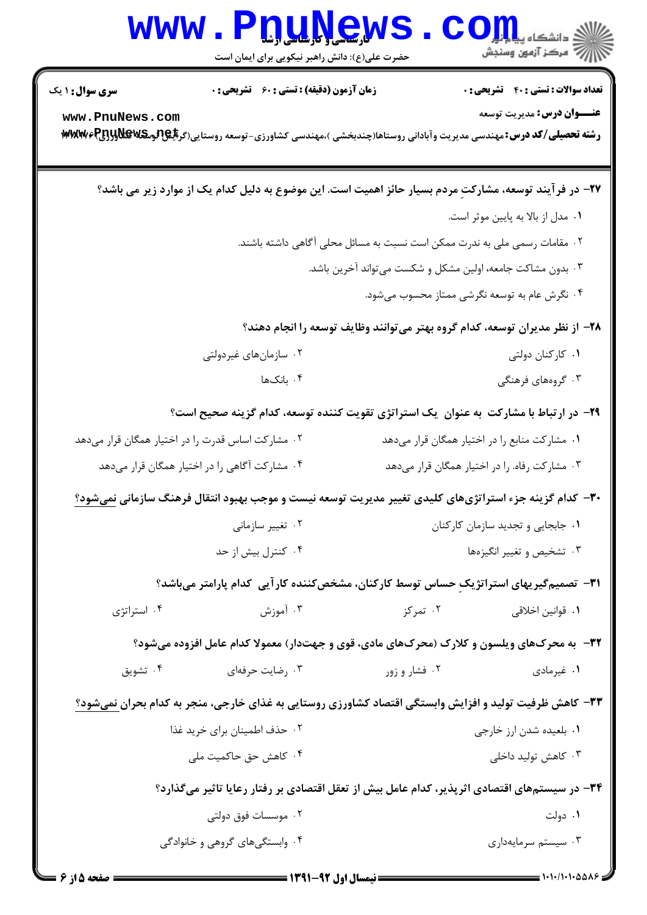**سری سوال:** ۱ یک　　**زمان آزمون (دقیقه) : تستی : ۶۰ تشریحی : ۰**　　**تعداد سوالات : تستی : ۴۰ تشریحی : ۰**

**عنـــوان درس:** مدیریت توسعه

**رشته تحصیلی/کد درس:** مهندسی مدیریت وآبادانی روستاها(چندبخشی )،مهندسی کشاورزی-توسعه روستایی(گرایش توسعه کشاورزی) ۱۴۱۱۰۳۷

**۲۷- در فرآیند توسعه، مشارکتِ مردم بسیار حائز اهمیت است. این موضوع به دلیل کدام یک از موارد زیر می باشد؟**

۱. مدل از بالا به پایین موثر است.

۲. مقامات رسمی ملی به ندرت ممکن است نسبت به مسائل محلی آگاهی داشته باشند.

۳. بدون مشاکت جامعه، اولین مشکل و شکست می‌تواند آخرین باشد.

۴. نگرش عام به توسعه نگرشی ممتاز محسوب می‌شود.

**۲۸- از نظر مدیران توسعه، کدام گروه بهتر می‌توانند وظایف توسعه را انجام دهند؟**

۱. کارکنان دولتی　　۲. سازمان‌های غیردولتی

۳. گروه‌های فرهنگی　　۴. بانک‌ها

**۲۹- در ارتباط با مشارکت به عنوان یک استراتژی تقویت کننده توسعه، کدام گزینه صحیح است؟**

۱. مشارکت منابع را در اختیار همگان قرار می‌دهد　　۲. مشارکت اساس قدرت را در اختیار همگان قرار می‌دهد

۳. مشارکت رفاه. را در اختیار همگان قرار می‌دهد　　۴. مشارکت آگاهی را در اختیار همگان قرار می‌دهد

**۳۰- کدام گزینه جزء استراتژی‌های کلیدی تغییر مدیریت توسعه نیست و موجب بهبود انتقال فرهنگ سازمانی نمی‌شود؟**

۱. جابجایی و تجدید سازمان کارکنان　　۲. تغییر سازمانی

۳. تشخیص و تغییر انگیزه‌ها　　۴. کنترل بیش از حد

**۳۱- تصمیم‌گیریهای استراتژیکِ حساس توسط کارکنان، مشخص‌کننده کارآیی کدام پارامتر می‌باشد؟**

۱. قوانین اخلاقی　　۲. تمرکز　　۳. آموزش　　۴. استراتژی

**۳۲- به محرک‌های ویلسون و کلارک (محرک‌های مادی، قوی و جهت‌دار) معمولا کدام عامل افزوده می‌شود؟**

۱. غیرمادی　　۲. فشار و زور　　۳. رضایت حرفه‌ای　　۴. تشویق

**۳۳- کاهش ظرفیت تولید و افزایش وابستگی اقتصاد کشاورزی روستایی به غذای خارجی، منجر به کدام بحران نمی‌شود؟**

۱. بلعیده شدن ارز خارجی　　۲. حذف اطمینان برای خرید غذا

۳. کاهش تولید داخلی　　۴. کاهش حق حاکمیت ملی

**۳۴- در سیستم‌های اقتصادی اثرپذیر، کدام عامل بیش از تعقل اقتصادی بر رفتار رعایا تاثیر می‌گذارد؟**

۱. دولت　　۲. موسسات فوق دولتی

۳. سیستم سرمایه‌داری　　۴. وابستگی‌های گروهی و خانوادگی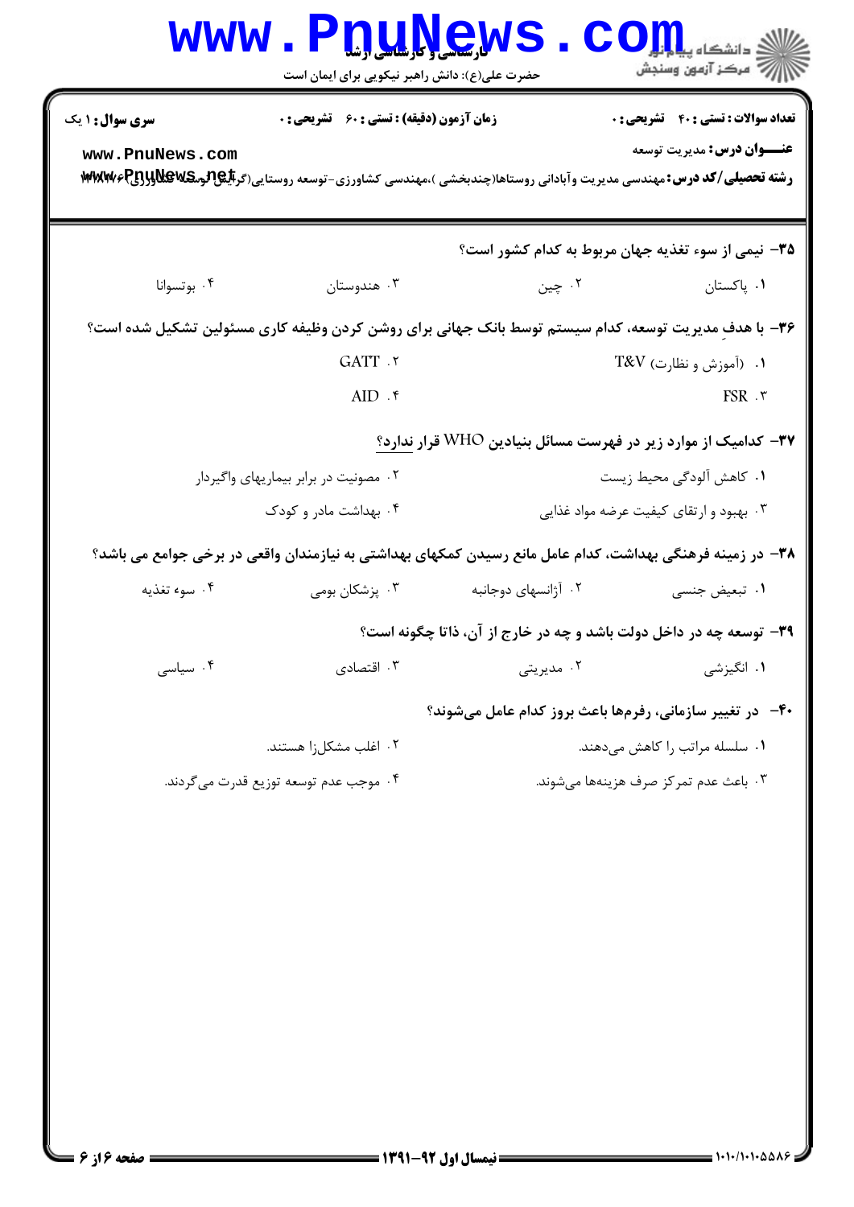**سری سوال:** ۱ یک

**زمان آزمون (دقیقه) : تستی :** ۶۰ **تشریحی :** ۰

**تعداد سوالات : تستی :** ۴۰ **تشریحی :** ۰

**عنـــوان درس:** مدیریت توسعه

**رشته تحصیلی/کد درس:** مهندسی مدیریت وآبادانی روستاها(چندبخشی )،مهندسی کشاورزی-توسعه روستایی(گرایش توسعه کشاورزی)

۳۵- نیمی از سوء تغذیه جهان مربوط به کدام کشور است؟

۱. پاکستان
۲. چین
۳. هندوستان
۴. بوتسوانا

۳۶- با هدفِ مدیریت توسعه، کدام سیستم توسط بانک جهانی برای روشن کردن وظیفه کاری مسئولین تشکیل شده است؟

۱. (آموزش و نظارت) T&V
۲. GATT
۳. FSR
۴. AID

۳۷- کدامیک از موارد زیر در فهرست مسائل بنیادین WHO قرار ندارد؟

۱. کاهش آلودگی محیط زیست
۲. مصونیت در برابر بیماریهای واگیردار
۳. بهبود و ارتقای کیفیت عرضه مواد غذایی
۴. بهداشت مادر و کودک

۳۸- در زمینه فرهنگی بهداشت، کدام عامل مانع رسیدن کمکهای بهداشتی به نیازمندان واقعی در برخی جوامع می باشد؟

۱. تبعیض جنسی
۲. آژانسهای دوجانبه
۳. پزشکان بومی
۴. سوء تغذیه

۳۹- توسعه چه در داخل دولت باشد و چه در خارج از آن، ذاتا چگونه است؟

۱. انگیزشی
۲. مدیریتی
۳. اقتصادی
۴. سیاسی

۴۰- در تغییر سازمانی، رفرمها باعث بروز کدام عامل می‌شوند؟

۱. سلسله مراتب را کاهش می‌دهند.
۲. اغلب مشکل‌زا هستند.
۳. باعث عدم تمرکز صرف هزینه‌ها می‌شوند.
۴. موجب عدم توسعه توزیع قدرت می‌گردند.